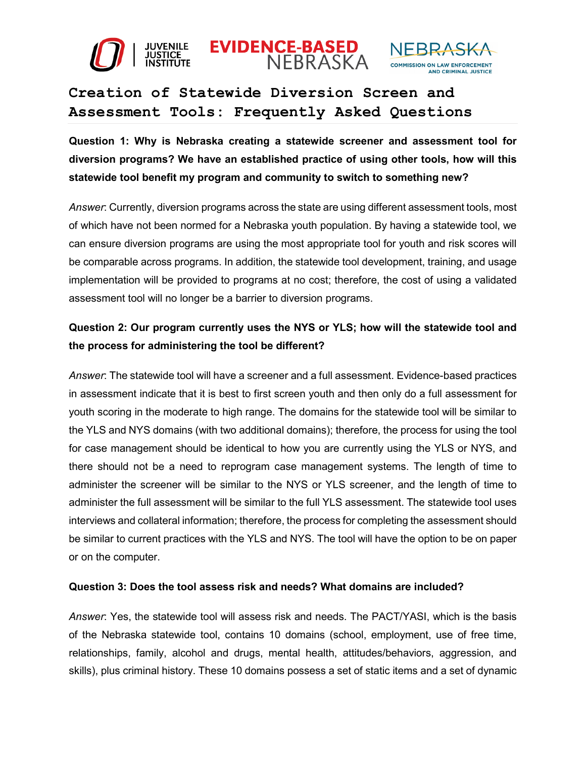# Creation of Statewide Diversion Screen and Assessment Tools: Frequently Asked Questions

**Question 1: Why is Nebraska creating a statewide screener and assessment tool for diversion programs? We have an established practice of using other tools, how will this statewide tool benefit my program and community to switch to something new?**

*Answer*: Currently, diversion programs across the state are using different assessment tools, most of which have not been normed for a Nebraska youth population. By having a statewide tool, we can ensure diversion programs are using the most appropriate tool for youth and risk scores will be comparable across programs. In addition, the statewide tool development, training, and usage implementation will be provided to programs at no cost; therefore, the cost of using a validated assessment tool will no longer be a barrier to diversion programs.

**Question 2: Our program currently uses the NYS or YLS; how will the statewide tool and the process for administering the tool be different?**

*Answer*: The statewide tool will have a screener and a full assessment. Evidence-based practices in assessment indicate that it is best to first screen youth and then only do a full assessment for youth scoring in the moderate to high range. The domains for the statewide tool will be similar to the YLS and NYS domains (with two additional domains); therefore, the process for using the tool for case management should be identical to how you are currently using the YLS or NYS, and there should not be a need to reprogram case management systems. The length of time to administer the screener will be similar to the NYS or YLS screener, and the length of time to administer the full assessment will be similar to the full YLS assessment. The statewide tool uses interviews and collateral information; therefore, the process for completing the assessment should be similar to current practices with the YLS and NYS. The tool will have the option to be on paper or on the computer.

**Question 3: Does the tool assess risk and needs? What domains are included?**

*Answer*: Yes, the statewide tool will assess risk and needs. The PACT/YASI, which is the basis of the Nebraska statewide tool, contains 10 domains (school, employment, use of free time, relationships, family, alcohol and drugs, mental health, attitudes/behaviors, aggression, and skills), plus criminal history. These 10 domains possess a set of static items and a set of dynamic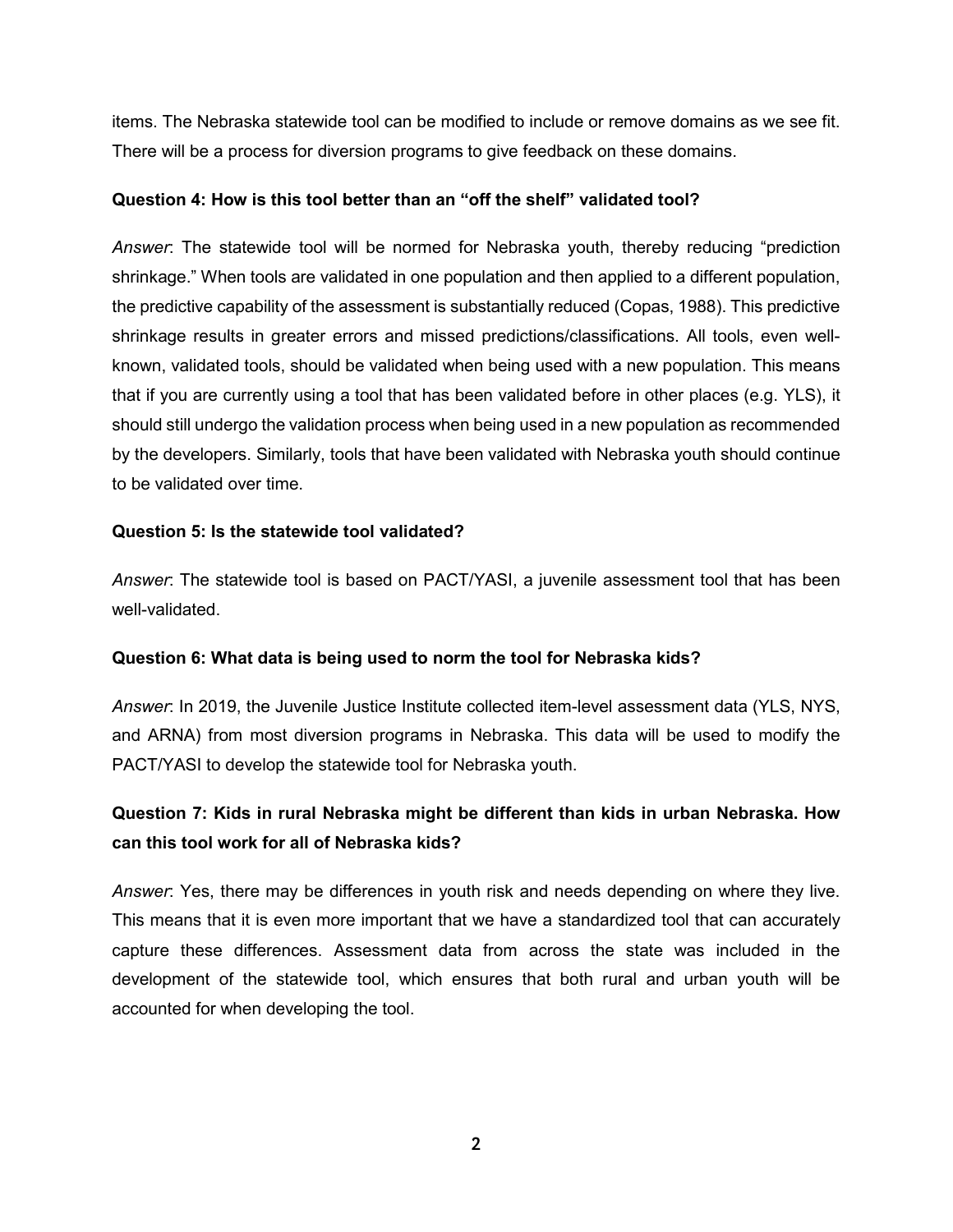items. The Nebraska statewide tool can be modified to include or remove domains as we see fit. There will be a process for diversion programs to give feedback on these domains.

**Question 4: How is this tool better than an "off the shelf" validated tool?**

*Answer*: The statewide tool will be normed for Nebraska youth, thereby reducing "prediction shrinkage." When tools are validated in one population and then applied to a different population, the predictive capability of the assessment is substantially reduced (Copas, 1988). This predictive shrinkage results in greater errors and missed predictions/classifications. All tools, even well-known, validated tools, should be validated when being used with a new population. This means that if you are currently using a tool that has been validated before in other places (e.g. YLS), it should still undergo the validation process when being used in a new population as recommended by the developers. Similarly, tools that have been validated with Nebraska youth should continue to be validated over time.

**Question 5: Is the statewide tool validated?**

*Answer*: The statewide tool is based on PACT/YASI, a juvenile assessment tool that has been well-validated.

**Question 6: What data is being used to norm the tool for Nebraska kids?**

*Answer*: In 2019, the Juvenile Justice Institute collected item-level assessment data (YLS, NYS, and ARNA) from most diversion programs in Nebraska. This data will be used to modify the PACT/YASI to develop the statewide tool for Nebraska youth.

**Question 7: Kids in rural Nebraska might be different than kids in urban Nebraska. How can this tool work for all of Nebraska kids?**

*Answer*: Yes, there may be differences in youth risk and needs depending on where they live. This means that it is even more important that we have a standardized tool that can accurately capture these differences. Assessment data from across the state was included in the development of the statewide tool, which ensures that both rural and urban youth will be accounted for when developing the tool.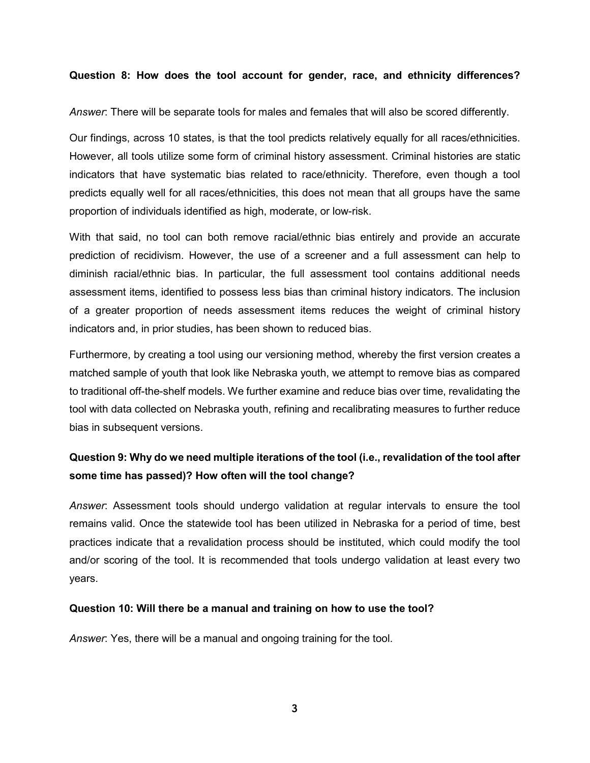**Question 8: How does the tool account for gender, race, and ethnicity differences?**

*Answer*: There will be separate tools for males and females that will also be scored differently.

Our findings, across 10 states, is that the tool predicts relatively equally for all races/ethnicities. However, all tools utilize some form of criminal history assessment. Criminal histories are static indicators that have systematic bias related to race/ethnicity. Therefore, even though a tool predicts equally well for all races/ethnicities, this does not mean that all groups have the same proportion of individuals identified as high, moderate, or low-risk.

With that said, no tool can both remove racial/ethnic bias entirely and provide an accurate prediction of recidivism. However, the use of a screener and a full assessment can help to diminish racial/ethnic bias. In particular, the full assessment tool contains additional needs assessment items, identified to possess less bias than criminal history indicators. The inclusion of a greater proportion of needs assessment items reduces the weight of criminal history indicators and, in prior studies, has been shown to reduced bias.

Furthermore, by creating a tool using our versioning method, whereby the first version creates a matched sample of youth that look like Nebraska youth, we attempt to remove bias as compared to traditional off-the-shelf models. We further examine and reduce bias over time, revalidating the tool with data collected on Nebraska youth, refining and recalibrating measures to further reduce bias in subsequent versions.

**Question 9: Why do we need multiple iterations of the tool (i.e., revalidation of the tool after some time has passed)? How often will the tool change?**

*Answer*: Assessment tools should undergo validation at regular intervals to ensure the tool remains valid. Once the statewide tool has been utilized in Nebraska for a period of time, best practices indicate that a revalidation process should be instituted, which could modify the tool and/or scoring of the tool. It is recommended that tools undergo validation at least every two years.

**Question 10: Will there be a manual and training on how to use the tool?**

*Answer*: Yes, there will be a manual and ongoing training for the tool.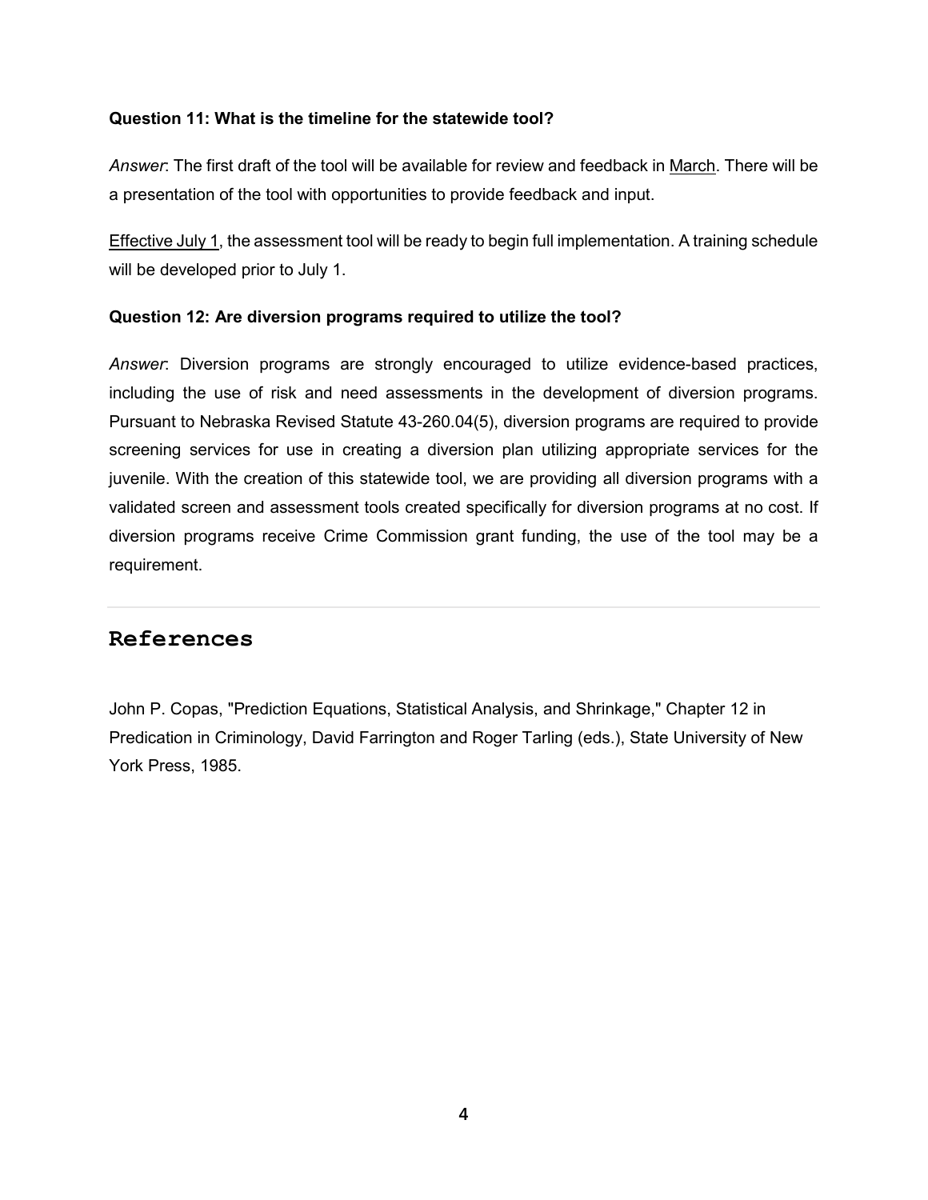**Question 11: What is the timeline for the statewide tool?**

*Answer*: The first draft of the tool will be available for review and feedback in March. There will be a presentation of the tool with opportunities to provide feedback and input.

Effective July 1, the assessment tool will be ready to begin full implementation. A training schedule will be developed prior to July 1.

**Question 12: Are diversion programs required to utilize the tool?**

*Answer*: Diversion programs are strongly encouraged to utilize evidence-based practices, including the use of risk and need assessments in the development of diversion programs. Pursuant to Nebraska Revised Statute 43-260.04(5), diversion programs are required to provide screening services for use in creating a diversion plan utilizing appropriate services for the juvenile. With the creation of this statewide tool, we are providing all diversion programs with a validated screen and assessment tools created specifically for diversion programs at no cost. If diversion programs receive Crime Commission grant funding, the use of the tool may be a requirement.

---

## References

John P. Copas, "Prediction Equations, Statistical Analysis, and Shrinkage," Chapter 12 in Predication in Criminology, David Farrington and Roger Tarling (eds.), State University of New York Press, 1985.